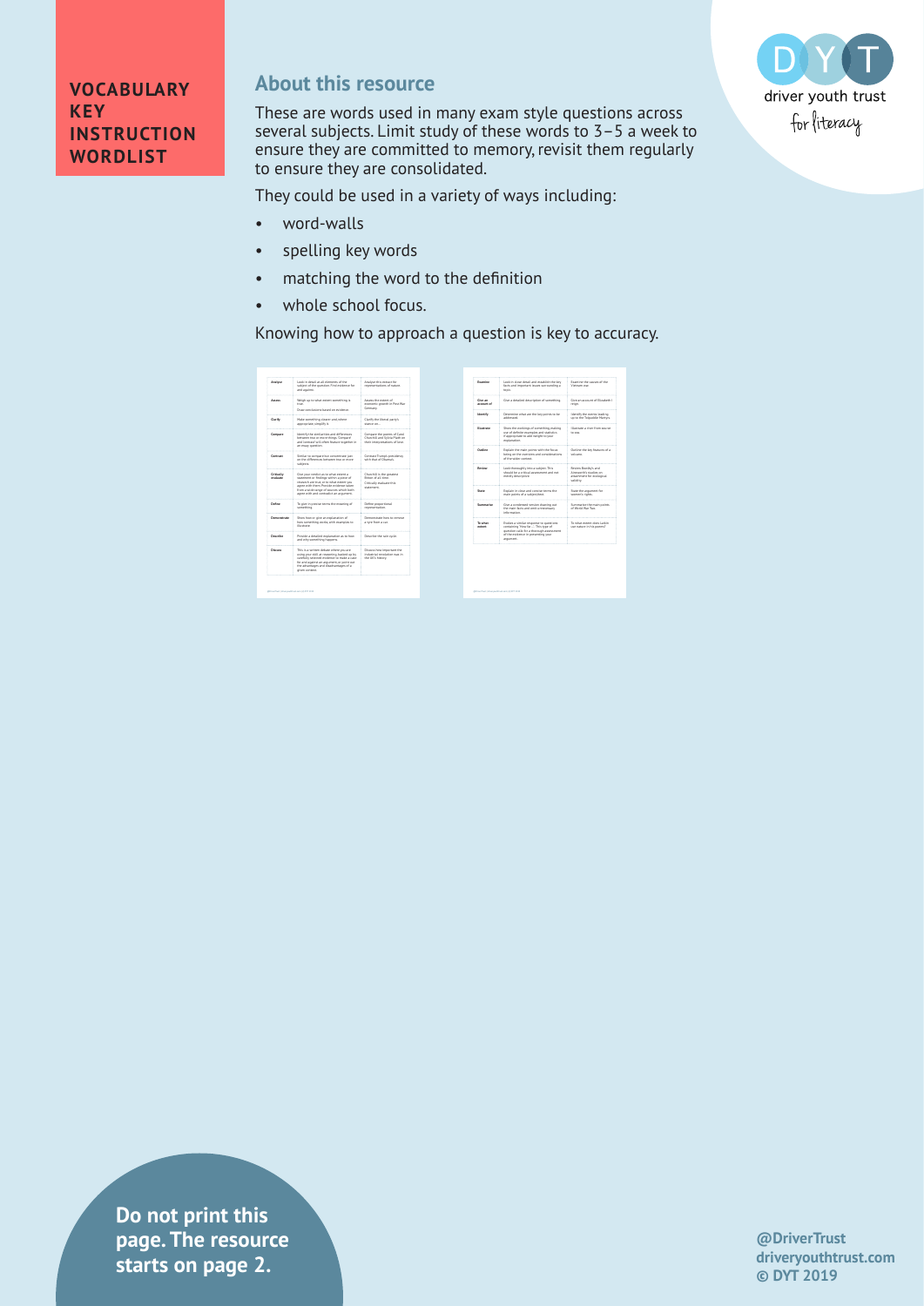**VOCABULARY KEY INSTRUCTION WORDLIST**

driver youth trust
for literacy

## About this resource

These are words used in many exam style questions across several subjects. Limit study of these words to 3–5 a week to ensure they are committed to memory, revisit them regularly to ensure they are consolidated.

They could be used in a variety of ways including:

- word-walls
- spelling key words
- matching the word to the definition
- whole school focus.

Knowing how to approach a question is key to accuracy.

**Do not print this page. The resource starts on page 2.**

**@DriverTrust**
**driveryouthtrust.com**
**© DYT 2019**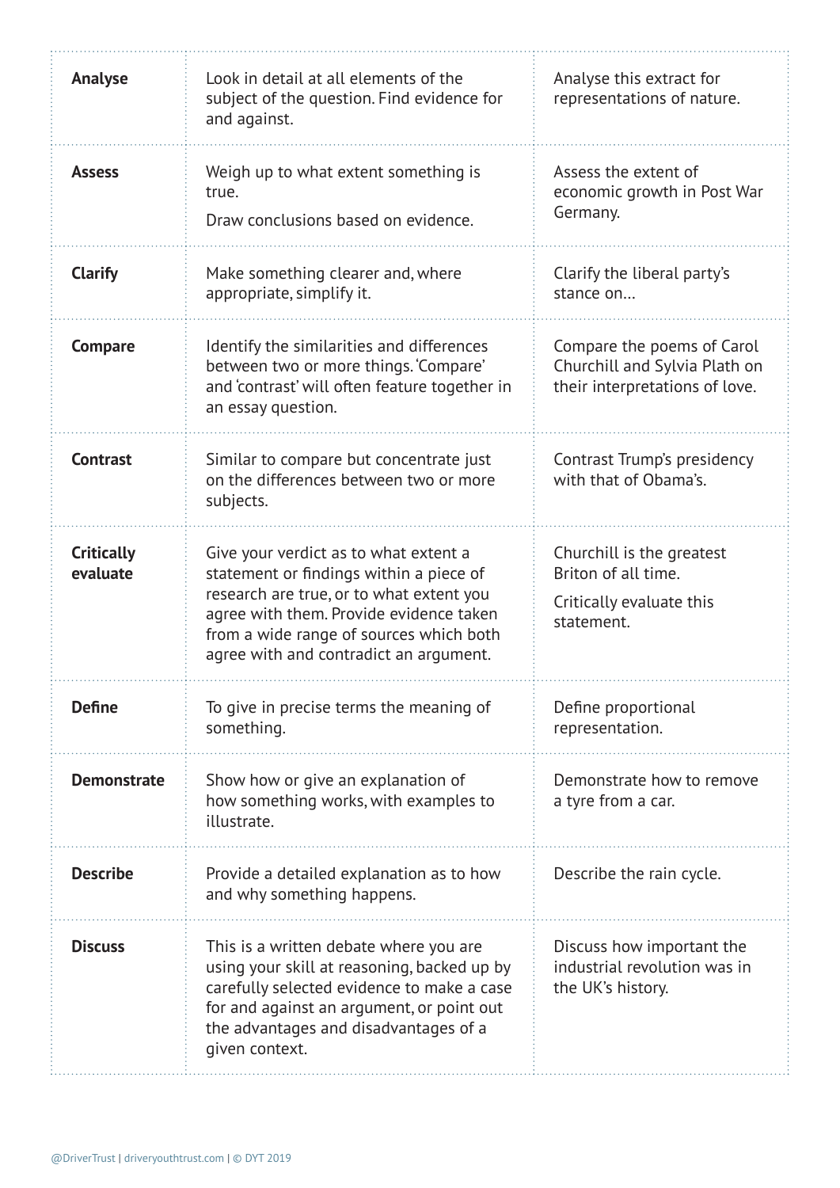| | | |
|---|---|---|
| **Analyse** | Look in detail at all elements of the subject of the question. Find evidence for and against. | Analyse this extract for representations of nature. |
| **Assess** | Weigh up to what extent something is true.<br><br>Draw conclusions based on evidence. | Assess the extent of economic growth in Post War Germany. |
| **Clarify** | Make something clearer and, where appropriate, simplify it. | Clarify the liberal party's stance on... |
| **Compare** | Identify the similarities and differences between two or more things. 'Compare' and 'contrast' will often feature together in an essay question. | Compare the poems of Carol Churchill and Sylvia Plath on their interpretations of love. |
| **Contrast** | Similar to compare but concentrate just on the differences between two or more subjects. | Contrast Trump's presidency with that of Obama's. |
| **Critically evaluate** | Give your verdict as to what extent a statement or findings within a piece of research are true, or to what extent you agree with them. Provide evidence taken from a wide range of sources which both agree with and contradict an argument. | Churchill is the greatest Briton of all time.<br><br>Critically evaluate this statement. |
| **Define** | To give in precise terms the meaning of something. | Define proportional representation. |
| **Demonstrate** | Show how or give an explanation of how something works, with examples to illustrate. | Demonstrate how to remove a tyre from a car. |
| **Describe** | Provide a detailed explanation as to how and why something happens. | Describe the rain cycle. |
| **Discuss** | This is a written debate where you are using your skill at reasoning, backed up by carefully selected evidence to make a case for and against an argument, or point out the advantages and disadvantages of a given context. | Discuss how important the industrial revolution was in the UK's history. |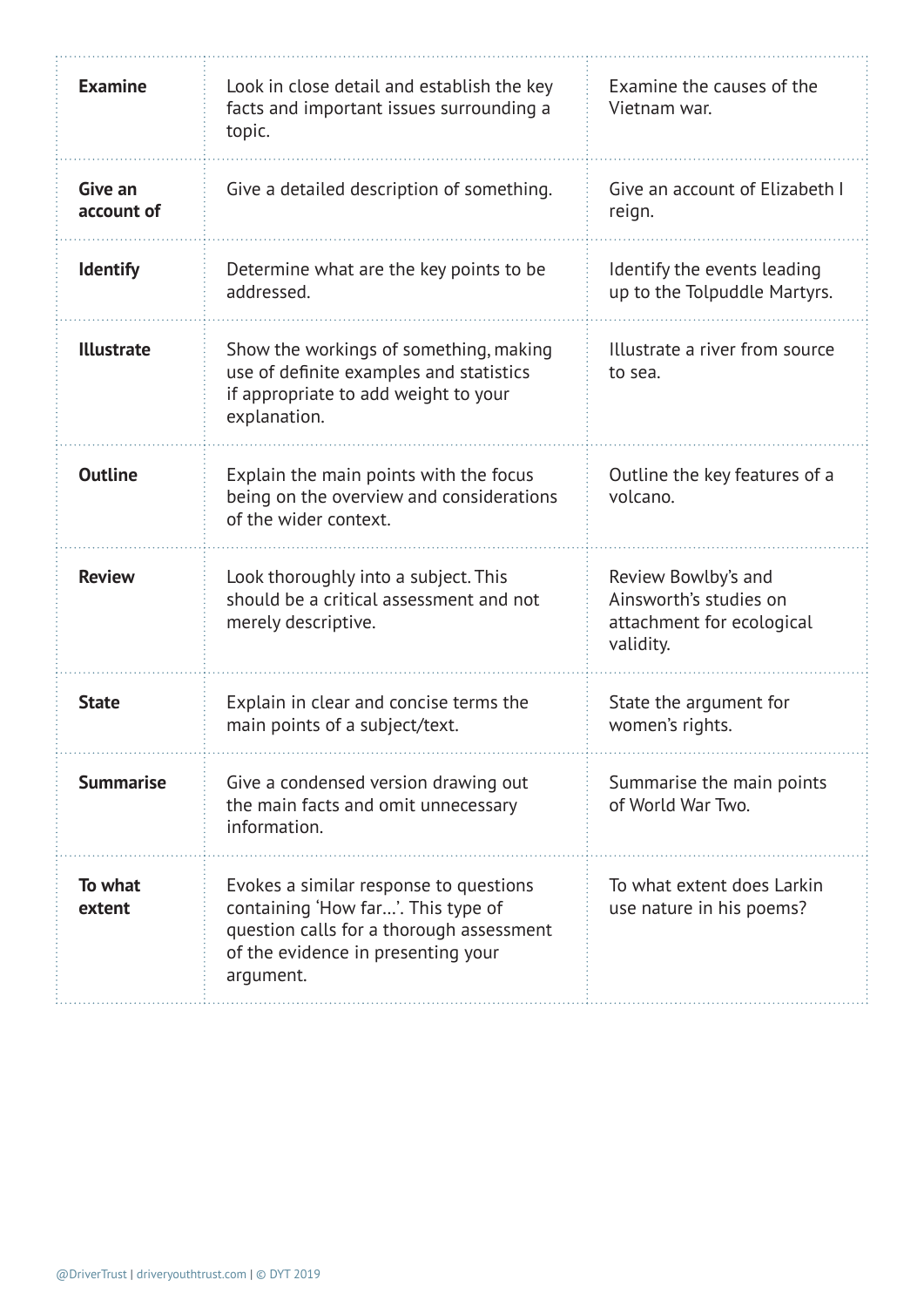| | | |
|---|---|---|
| **Examine** | Look in close detail and establish the key facts and important issues surrounding a topic. | Examine the causes of the Vietnam war. |
| **Give an account of** | Give a detailed description of something. | Give an account of Elizabeth I reign. |
| **Identify** | Determine what are the key points to be addressed. | Identify the events leading up to the Tolpuddle Martyrs. |
| **Illustrate** | Show the workings of something, making use of definite examples and statistics if appropriate to add weight to your explanation. | Illustrate a river from source to sea. |
| **Outline** | Explain the main points with the focus being on the overview and considerations of the wider context. | Outline the key features of a volcano. |
| **Review** | Look thoroughly into a subject. This should be a critical assessment and not merely descriptive. | Review Bowlby's and Ainsworth's studies on attachment for ecological validity. |
| **State** | Explain in clear and concise terms the main points of a subject/text. | State the argument for women's rights. |
| **Summarise** | Give a condensed version drawing out the main facts and omit unnecessary information. | Summarise the main points of World War Two. |
| **To what extent** | Evokes a similar response to questions containing 'How far...'. This type of question calls for a thorough assessment of the evidence in presenting your argument. | To what extent does Larkin use nature in his poems? |

@DriverTrust | driveryouthtrust.com | © DYT 2019